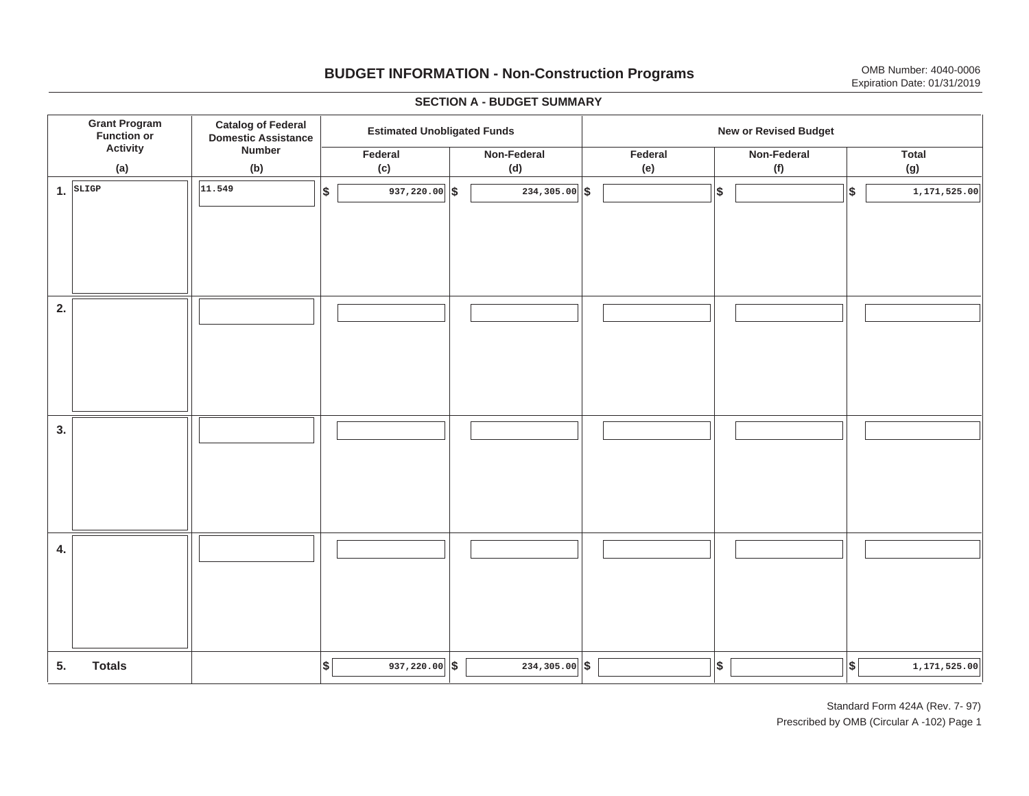# BUDGET INFORMATION - Non-Construction Programs

OMB Number: 4040-0006
Expiration Date: 01/31/2019

## SECTION A - BUDGET SUMMARY

| Grant Program Function or Activity (a) | Catalog of Federal Domestic Assistance Number (b) | Estimated Unobligated Funds | | New or Revised Budget | | |
|---|---|---|---|---|---|---|
| | | Federal (c) | Non-Federal (d) | Federal (e) | Non-Federal (f) | Total (g) |
| 1. SLIGP | 11.549 | $ 937,220.00 | $ 234,305.00 | $ | $ | $ 1,171,525.00 |
| 2. | | | | | | |
| 3. | | | | | | |
| 4. | | | | | | |
| 5. **Totals** | | $ 937,220.00 | $ 234,305.00 | $ | $ | $ 1,171,525.00 |

Standard Form 424A (Rev. 7- 97)
Prescribed by OMB (Circular A -102) Page 1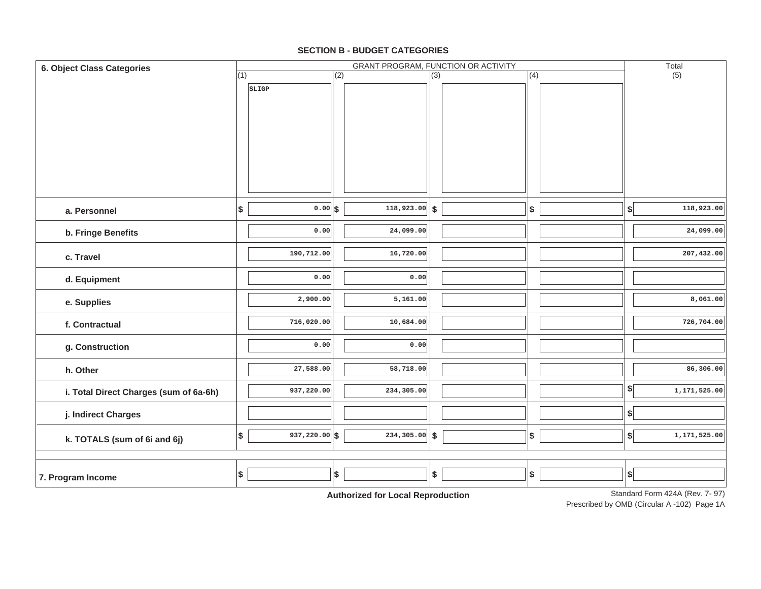## SECTION B - BUDGET CATEGORIES

| 6. Object Class Categories | GRANT PROGRAM, FUNCTION OR ACTIVITY | | | | Total |
|---|---|---|---|---|---|
| | (1) SLIGP | (2) | (3) | (4) | (5) |
| a. Personnel | $ 0.00 | $ 118,923.00 | $ | $ | $ 118,923.00 |
| b. Fringe Benefits | 0.00 | 24,099.00 | | | 24,099.00 |
| c. Travel | 190,712.00 | 16,720.00 | | | 207,432.00 |
| d. Equipment | 0.00 | 0.00 | | | |
| e. Supplies | 2,900.00 | 5,161.00 | | | 8,061.00 |
| f. Contractual | 716,020.00 | 10,684.00 | | | 726,704.00 |
| g. Construction | 0.00 | 0.00 | | | |
| h. Other | 27,588.00 | 58,718.00 | | | 86,306.00 |
| i. Total Direct Charges (sum of 6a-6h) | 937,220.00 | 234,305.00 | | | $ 1,171,525.00 |
| j. Indirect Charges | | | | | $ |
| k. TOTALS (sum of 6i and 6j) | $ 937,220.00 | $ 234,305.00 | $ | $ | $ 1,171,525.00 |
| 7. Program Income | $ | $ | $ | $ | $ |

**Authorized for Local Reproduction**

Standard Form 424A (Rev. 7- 97)
Prescribed by OMB (Circular A -102) Page 1A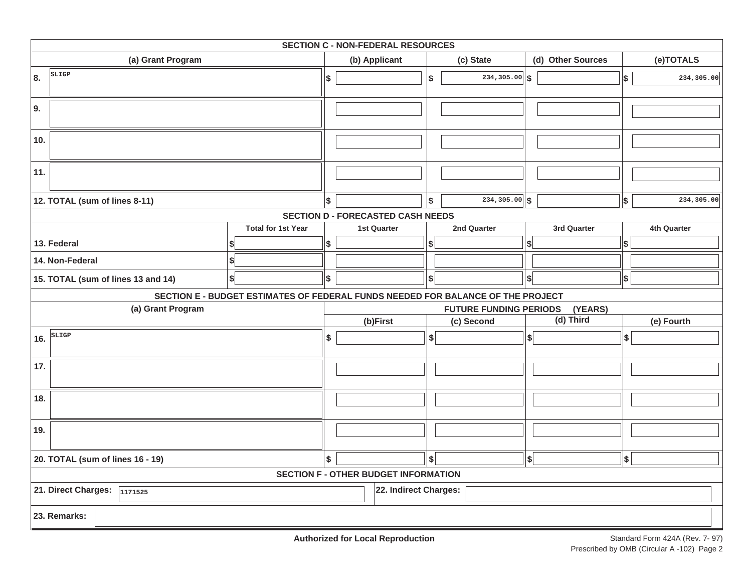## SECTION C - NON-FEDERAL RESOURCES

| (a) Grant Program | (b) Applicant | (c) State | (d) Other Sources | (e)TOTALS |
|---|---|---|---|---|
| 8. SLIGP | $ | $ 234,305.00 | $ | $ 234,305.00 |
| 9. | | | | |
| 10. | | | | |
| 11. | | | | |
| 12. TOTAL (sum of lines 8-11) | $ | $ 234,305.00 | $ | $ 234,305.00 |

## SECTION D - FORECASTED CASH NEEDS

| | Total for 1st Year | 1st Quarter | 2nd Quarter | 3rd Quarter | 4th Quarter |
|---|---|---|---|---|---|
| 13. Federal | $ | $ | $ | $ | $ |
| 14. Non-Federal | $ | | | | |
| 15. TOTAL (sum of lines 13 and 14) | $ | $ | $ | $ | $ |

## SECTION E - BUDGET ESTIMATES OF FEDERAL FUNDS NEEDED FOR BALANCE OF THE PROJECT

| (a) Grant Program | FUTURE FUNDING PERIODS (YEARS) | | | |
|---|---|---|---|---|
| | (b)First | (c) Second | (d) Third | (e) Fourth |
| 16. SLIGP | $ | $ | $ | $ |
| 17. | | | | |
| 18. | | | | |
| 19. | | | | |
| 20. TOTAL (sum of lines 16 - 19) | $ | $ | $ | $ |

## SECTION F - OTHER BUDGET INFORMATION

| 21. Direct Charges: | 1171525 | 22. Indirect Charges: | |
|---|---|---|---|
| 23. Remarks: | | | |

**Authorized for Local Reproduction**

Standard Form 424A (Rev. 7- 97)
Prescribed by OMB (Circular A -102) Page 2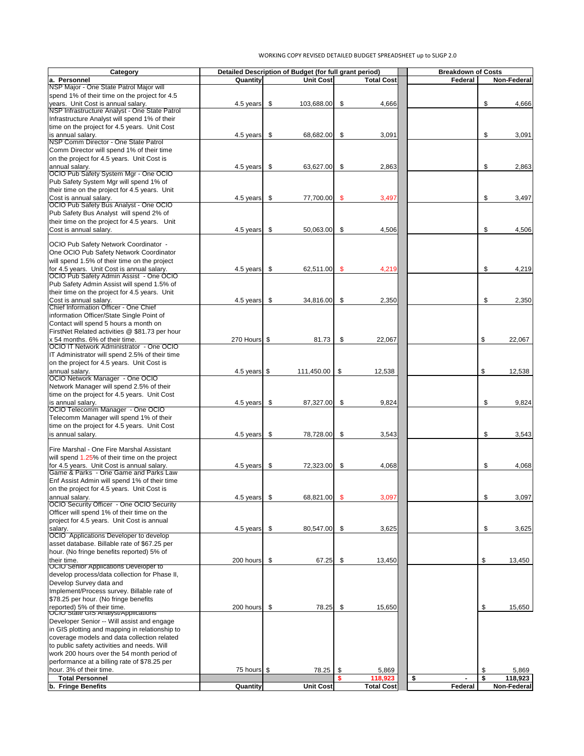WORKING COPY REVISED DETAILED BUDGET SPREADSHEET up to SLIGP 2.0

| Category | Detailed Description of Budget (for full grant period) | | | Breakdown of Costs | |
|---|---|---|---|---|---|
| **a. Personnel** | **Quantity** | **Unit Cost** | **Total Cost** | **Federal** | **Non-Federal** |
| NSP Major - One State Patrol Major will spend 1% of their time on the project for 4.5 years. Unit Cost is annual salary. | 4.5 years | $ 103,688.00 | $ 4,666 | | $ 4,666 |
| NSP Infrastructure Analyst - One State Patrol Infrastructure Analyst will spend 1% of their time on the project for 4.5 years. Unit Cost is annual salary. | 4.5 years | $ 68,682.00 | $ 3,091 | | $ 3,091 |
| NSP Comm Director - One State Patrol Comm Director will spend 1% of their time on the project for 4.5 years. Unit Cost is annual salary. | 4.5 years | $ 63,627.00 | $ 2,863 | | $ 2,863 |
| OCIO Pub Safety System Mgr - One OCIO Pub Safety System Mgr will spend 1% of their time on the project for 4.5 years. Unit Cost is annual salary. | 4.5 years | $ 77,700.00 | $ 3,497 | | $ 3,497 |
| OCIO Pub Safety Bus Analyst - One OCIO Pub Safety Bus Analyst will spend 2% of their time on the project for 4.5 years. Unit Cost is annual salary. | 4.5 years | $ 50,063.00 | $ 4,506 | | $ 4,506 |
| OCIO Pub Safety Network Coordinator - One OCIO Pub Safety Network Coordinator will spend 1.5% of their time on the project for 4.5 years. Unit Cost is annual salary. | 4.5 years | $ 62,511.00 | $ 4,219 | | $ 4,219 |
| OCIO Pub Safety Admin Assist - One OCIO Pub Safety Admin Assist will spend 1.5% of their time on the project for 4.5 years. Unit Cost is annual salary. | 4.5 years | $ 34,816.00 | $ 2,350 | | $ 2,350 |
| Chief Information Officer - One Chief information Officer/State Single Point of Contact will spend 5 hours a month on FirstNet Related activities @ $81.73 per hour x 54 months. 6% of their time. | 270 Hours | $ 81.73 | $ 22,067 | | $ 22,067 |
| OCIO IT Network Administrator - One OCIO IT Administrator will spend 2.5% of their time on the project for 4.5 years. Unit Cost is annual salary. | 4.5 years | $ 111,450.00 | $ 12,538 | | $ 12,538 |
| OCIO Network Manager - One OCIO Network Manager will spend 2.5% of their time on the project for 4.5 years. Unit Cost is annual salary. | 4.5 years | $ 87,327.00 | $ 9,824 | | $ 9,824 |
| OCIO Telecomm Manager - One OCIO Telecomm Manager will spend 1% of their time on the project for 4.5 years. Unit Cost is annual salary. | 4.5 years | $ 78,728.00 | $ 3,543 | | $ 3,543 |
| Fire Marshal - One Fire Marshal Assistant will spend 1.25% of their time on the project for 4.5 years. Unit Cost is annual salary. | 4.5 years | $ 72,323.00 | $ 4,068 | | $ 4,068 |
| Game & Parks - One Game and Parks Law Enf Assist Admin will spend 1% of their time on the project for 4.5 years. Unit Cost is annual salary. | 4.5 years | $ 68,821.00 | $ 3,097 | | $ 3,097 |
| OCIO Security Officer - One OCIO Security Officer will spend 1% of their time on the project for 4.5 years. Unit Cost is annual salary. | 4.5 years | $ 80,547.00 | $ 3,625 | | $ 3,625 |
| OCIO Applications Developer to develop asset database. Billable rate of $67.25 per hour. (No fringe benefits reported) 5% of their time. | 200 hours | $ 67.25 | $ 13,450 | | $ 13,450 |
| OCIO Senior Applications Developer to develop process/data collection for Phase II, Develop Survey data and Implement/Process survey. Billable rate of $78.25 per hour. (No fringe benefits reported) 5% of their time. | 200 hours | $ 78.25 | $ 15,650 | | $ 15,650 |
| OCIO State GIS Analyst/Applications Developer Senior -- Will assist and engage in GIS plotting and mapping in relationship to coverage models and data collection related to public safety activities and needs. Will work 200 hours over the 54 month period of performance at a billing rate of $78.25 per hour. 3% of their time. | 75 hours | $ 78.25 | $ 5,869 | | $ 5,869 |
| **Total Personnel** | | | **$ 118,923** | **$ -** | **$ 118,923** |
| **b. Fringe Benefits** | **Quantity** | **Unit Cost** | **Total Cost** | **Federal** | **Non-Federal** |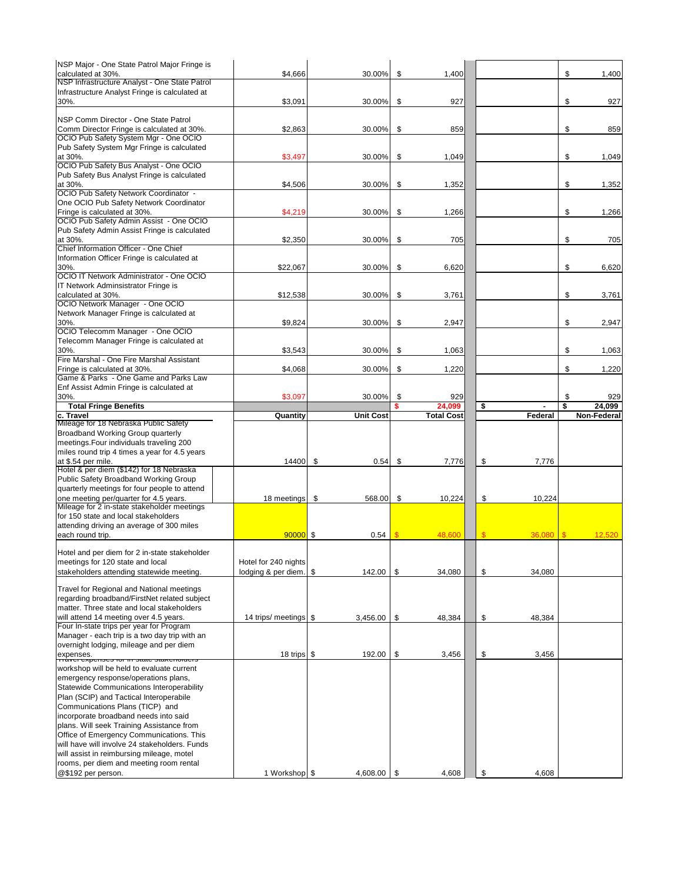| | | | | | |
|---|---|---|---|---|---|
| NSP Major - One State Patrol Major Fringe is calculated at 30%. | $4,666 | 30.00% | $ 1,400 | | $ 1,400 |
| NSP Infrastructure Analyst - One State Patrol Infrastructure Analyst Fringe is calculated at 30%. | $3,091 | 30.00% | $ 927 | | $ 927 |
| NSP Comm Director - One State Patrol Comm Director Fringe is calculated at 30%. | $2,863 | 30.00% | $ 859 | | $ 859 |
| OCIO Pub Safety System Mgr - One OCIO Pub Safety System Mgr Fringe is calculated at 30%. | $3,497 | 30.00% | $ 1,049 | | $ 1,049 |
| OCIO Pub Safety Bus Analyst - One OCIO Pub Safety Bus Analyst Fringe is calculated at 30%. | $4,506 | 30.00% | $ 1,352 | | $ 1,352 |
| OCIO Pub Safety Network Coordinator - One OCIO Pub Safety Network Coordinator Fringe is calculated at 30%. | $4,219 | 30.00% | $ 1,266 | | $ 1,266 |
| OCIO Pub Safety Admin Assist - One OCIO Pub Safety Admin Assist Fringe is calculated at 30%. | $2,350 | 30.00% | $ 705 | | $ 705 |
| Chief Information Officer - One Chief Information Officer Fringe is calculated at 30%. | $22,067 | 30.00% | $ 6,620 | | $ 6,620 |
| OCIO IT Network Administrator - One OCIO IT Network Adminsistrator Fringe is calculated at 30%. | $12,538 | 30.00% | $ 3,761 | | $ 3,761 |
| OCIO Network Manager - One OCIO Network Manager Fringe is calculated at 30%. | $9,824 | 30.00% | $ 2,947 | | $ 2,947 |
| OCIO Telecomm Manager - One OCIO Telecomm Manager Fringe is calculated at 30%. | $3,543 | 30.00% | $ 1,063 | | $ 1,063 |
| Fire Marshal - One Fire Marshal Assistant Fringe is calculated at 30%. | $4,068 | 30.00% | $ 1,220 | | $ 1,220 |
| Game & Parks - One Game and Parks Law Enf Assist Admin Fringe is calculated at 30%. | $3,097 | 30.00% | $ 929 | | $ 929 |
| **Total Fringe Benefits** | | | **$ 24,099** | **$ -** | **$ 24,099** |
| **c. Travel** | **Quantity** | **Unit Cost** | **Total Cost** | **Federal** | **Non-Federal** |
| Mileage for 18 Nebraska Public Safety Broadband Working Group quarterly meetings.Four individuals traveling 200 miles round trip 4 times a year for 4.5 years at $.54 per mile. | 14400 | $ 0.54 | $ 7,776 | $ 7,776 | |
| Hotel & per diem ($142) for 18 Nebraska Public Safety Broadband Working Group quarterly meetings for four people to attend one meeting per/quarter for 4.5 years. | 18 meetings | $ 568.00 | $ 10,224 | $ 10,224 | |
| Mileage for 2 in-state stakeholder meetings for 150 state and local stakeholders attending driving an average of 300 miles each round trip. | 90000 | $ 0.54 | $ 48,600 | $ 36,080 | $ 12,520 |
| Hotel and per diem for 2 in-state stakeholder meetings for 120 state and local stakeholders attending statewide meeting. | Hotel for 240 nights lodging & per diem. | $ 142.00 | $ 34,080 | $ 34,080 | |
| Travel for Regional and National meetings regarding broadband/FirstNet related subject matter. Three state and local stakeholders will attend 14 meeting over 4.5 years. | 14 trips/ meetings | $ 3,456.00 | $ 48,384 | $ 48,384 | |
| Four In-state trips per year for Program Manager - each trip is a two day trip with an overnight lodging, mileage and per diem expenses. | 18 trips | $ 192.00 | $ 3,456 | $ 3,456 | |
| Travel expenses for in-state stakeholders workshop will be held to evaluate current emergency response/operations plans, Statewide Communications Interoperability Plan (SCIP) and Tactical Interoperabile Communications Plans (TICP) and incorporate broadband needs into said plans. Will seek Training Assistance from Office of Emergency Communications. This will have will involve 24 stakeholders. Funds will assist in reimbursing mileage, motel rooms, per diem and meeting room rental @$192 per person. | 1 Workshop | $ 4,608.00 | $ 4,608 | $ 4,608 | |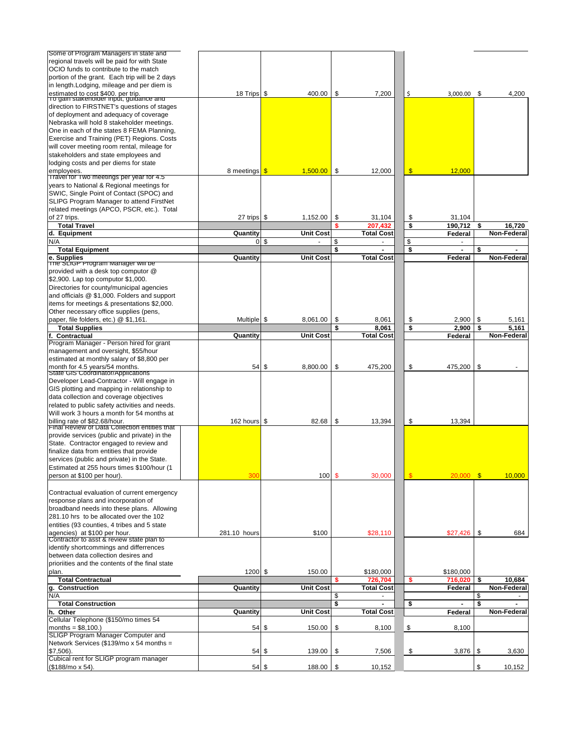| Description | Quantity | Unit Cost | Total Cost | Federal | Non-Federal |
|---|---|---|---|---|---|
| Some of Program Managers in state and regional travels will be paid for with State OCIO funds to contribute to the match portion of the grant. Each trip will be 2 days in length.Lodging, mileage and per diem is estimated to cost $400. per trip. | 18 Trips | $ 400.00 | $ 7,200 | $ 3,000.00 | $ 4,200 |
| To gain stakeholder input, guidance and direction to FIRSTNET's questions of stages of deployment and adequacy of coverage Nebraska will hold 8 stakeholder meetings. One in each of the states 8 FEMA Planning, Exercise and Training (PET) Regions. Costs will cover meeting room rental, mileage for stakeholders and state employees and lodging costs and per diems for state employees. | 8 meetings | $ 1,500.00 | $ 12,000 | $ 12,000 | |
| Travel for Two meetings per year for 4.5 years to National & Regional meetings for SWIC, Single Point of Contact (SPOC) and SLIPG Program Manager to attend FirstNet related meetings (APCO, PSCR, etc.). Total of 27 trips. | 27 trips | $ 1,152.00 | $ 31,104 | $ 31,104 | |
| **Total Travel** | | | **$ 207,432** | **$ 190,712** | **$ 16,720** |
| **d. Equipment** | **Quantity** | **Unit Cost** | **Total Cost** | **Federal** | **Non-Federal** |
| N/A | 0 | $ - | $ - | $ - | |
| **Total Equipment** | | | **$ -** | **$ -** | **$ -** |
| **e. Supplies** | **Quantity** | **Unit Cost** | **Total Cost** | **Federal** | **Non-Federal** |
| The SLIGP Program Manager will be provided with a desk top computor @ $2,900. Lap top computor $1,000. Directories for county/municipal agencies and officials @ $1,000. Folders and support items for meetings & presentations $2,000. Other necessary office supplies (pens, paper, file folders, etc.) @ $1,161. | Multiple | $ 8,061.00 | $ 8,061 | $ 2,900 | $ 5,161 |
| **Total Supplies** | | | **$ 8,061** | **$ 2,900** | **$ 5,161** |
| **f. Contractual** | **Quantity** | **Unit Cost** | **Total Cost** | **Federal** | **Non-Federal** |
| Program Manager - Person hired for grant management and oversight, $55/hour estimated at monthly salary of $8,800 per month for 4.5 years/54 months. | 54 | $ 8,800.00 | $ 475,200 | $ 475,200 | $ - |
| State GIS Coordinator/Applications Developer Lead-Contractor - Will engage in GIS plotting and mapping in relationship to data collection and coverage objectives related to public safety activities and needs. Will work 3 hours a month for 54 months at billing rate of $82.68/hour. | 162 hours | $ 82.68 | $ 13,394 | $ 13,394 | |
| Final Review of Data Collection entities that provide services (public and private) in the State. Contractor engaged to review and finalize data from entities that provide services (public and private) in the State. Estimated at 255 hours times $100/hour (1 person at $100 per hour). | 300 | 100 | $ 30,000 | $ 20,000 | $ 10,000 |
| Contractual evaluation of current emergency response plans and incorporation of broadband needs into these plans. Allowing 281.10 hrs to be allocated over the 102 entities (93 counties, 4 tribes and 5 state agencies) at $100 per hour. | 281.10 hours | $100 | $28,110 | $27,426 | $ 684 |
| Contractor to asst & review state plan to identify shortcommings and differrences between data collection desires and prioriities and the contents of the final state plan. | 1200 | $ 150.00 | $180,000 | $180,000 | |
| **Total Contractual** | | | **$ 726,704** | **$ 716,020** | **$ 10,684** |
| **g. Construction** | **Quantity** | **Unit Cost** | **Total Cost** | **Federal** | **Non-Federal** |
| N/A | | | $ - | | $ - |
| **Total Construction** | | | **$ -** | **$ -** | **$ -** |
| **h. Other** | **Quantity** | **Unit Cost** | **Total Cost** | **Federal** | **Non-Federal** |
| Cellular Telephone ($150/mo times 54 months = $8,100.) | 54 | $ 150.00 | $ 8,100 | $ 8,100 | |
| SLIGP Program Manager Computer and Network Services ($139/mo x 54 months = $7,506). | 54 | $ 139.00 | $ 7,506 | $ 3,876 | $ 3,630 |
| Cubical rent for SLIGP program manager ($188/mo x 54). | 54 | $ 188.00 | $ 10,152 | | $ 10,152 |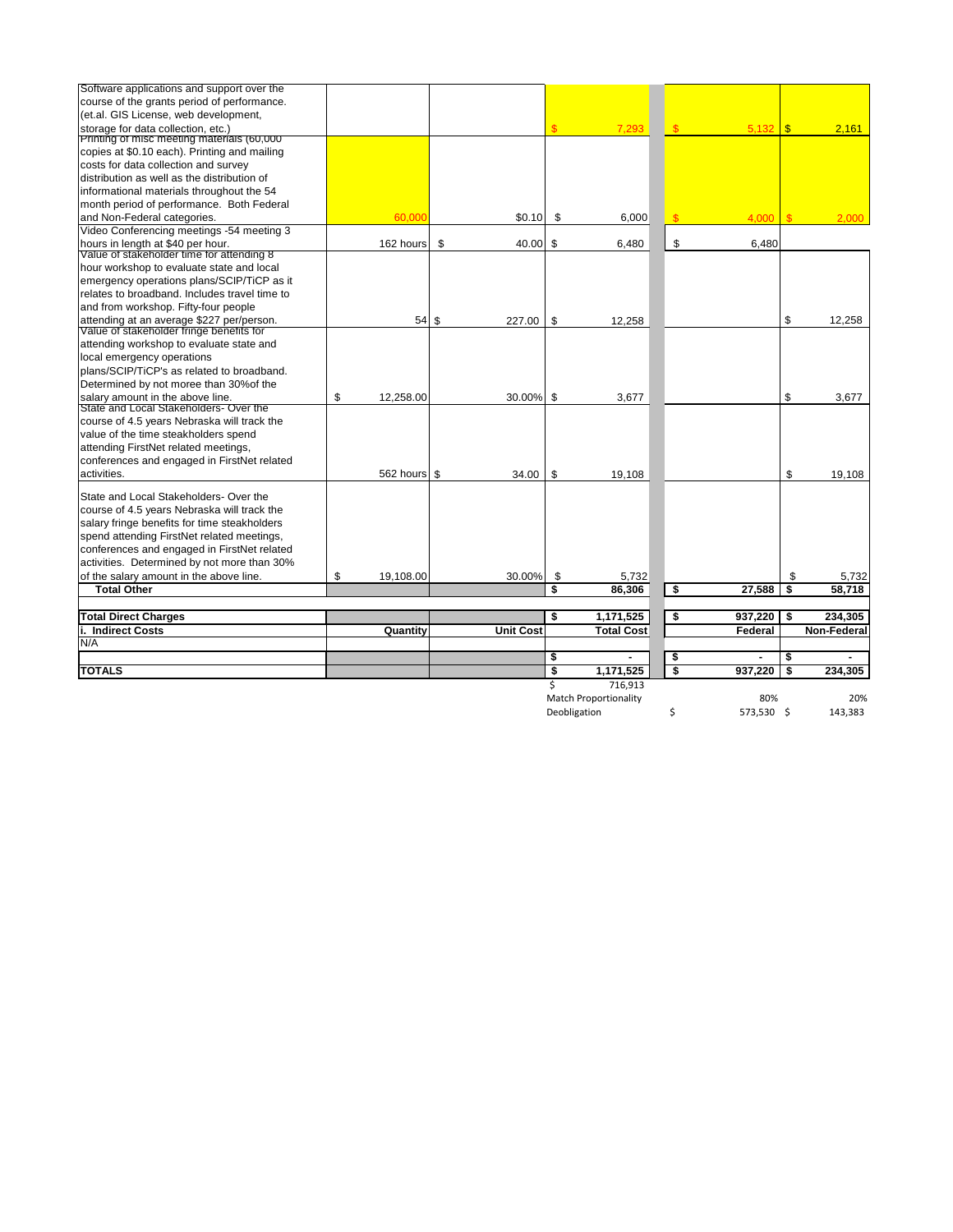| Description | Quantity | Unit Cost | Total Cost | Federal | Non-Federal |
|---|---|---|---|---|---|
| Software applications and support over the course of the grants period of performance. (et.al. GIS License, web development, storage for data collection, etc.) | | | $ 7,293 | $ 5,132 | $ 2,161 |
| Printing of misc meeting materials (60,000 copies at $0.10 each). Printing and mailing costs for data collection and survey distribution as well as the distribution of informational materials throughout the 54 month period of performance. Both Federal and Non-Federal categories. | 60,000 | $0.10 | $ 6,000 | $ 4,000 | $ 2,000 |
| Video Conferencing meetings -54 meeting 3 hours in length at $40 per hour. | 162 hours | $ 40.00 | $ 6,480 | $ 6,480 | |
| Value of stakeholder time for attending 8 hour workshop to evaluate state and local emergency operations plans/SCIP/TiCP as it relates to broadband. Includes travel time to and from workshop. Fifty-four people attending at an average $227 per/person. | 54 | $ 227.00 | $ 12,258 | | $ 12,258 |
| Value of stakeholder fringe benefits for attending workshop to evaluate state and local emergency operations plans/SCIP/TiCP's as related to broadband. Determined by not moree than 30%of the salary amount in the above line. | $ 12,258.00 | 30.00% | $ 3,677 | | $ 3,677 |
| State and Local Stakeholders- Over the course of 4.5 years Nebraska will track the value of the time steakholders spend attending FirstNet related meetings, conferences and engaged in FirstNet related activities. | 562 hours | $ 34.00 | $ 19,108 | | $ 19,108 |
| State and Local Stakeholders- Over the course of 4.5 years Nebraska will track the salary fringe benefits for time steakholders spend attending FirstNet related meetings, conferences and engaged in FirstNet related activities. Determined by not more than 30% of the salary amount in the above line. | $ 19,108.00 | 30.00% | $ 5,732 | | $ 5,732 |
| **Total Other** | | | **$ 86,306** | **$ 27,588** | **$ 58,718** |
| | | | | | |
| **Total Direct Charges** | | | **$ 1,171,525** | **$ 937,220** | **$ 234,305** |
| **i. Indirect Costs** | **Quantity** | **Unit Cost** | **Total Cost** | **Federal** | **Non-Federal** |
| N/A | | | | | |
| | | | $ - | $ - | $ - |
| **TOTALS** | | | **$ 1,171,525** | **$ 937,220** | **$ 234,305** |
| | | | $ 716,913 | | |
| | | | Match Proportionality | 80% | 20% |
| | | | Deobligation | $ 573,530 | $ 143,383 |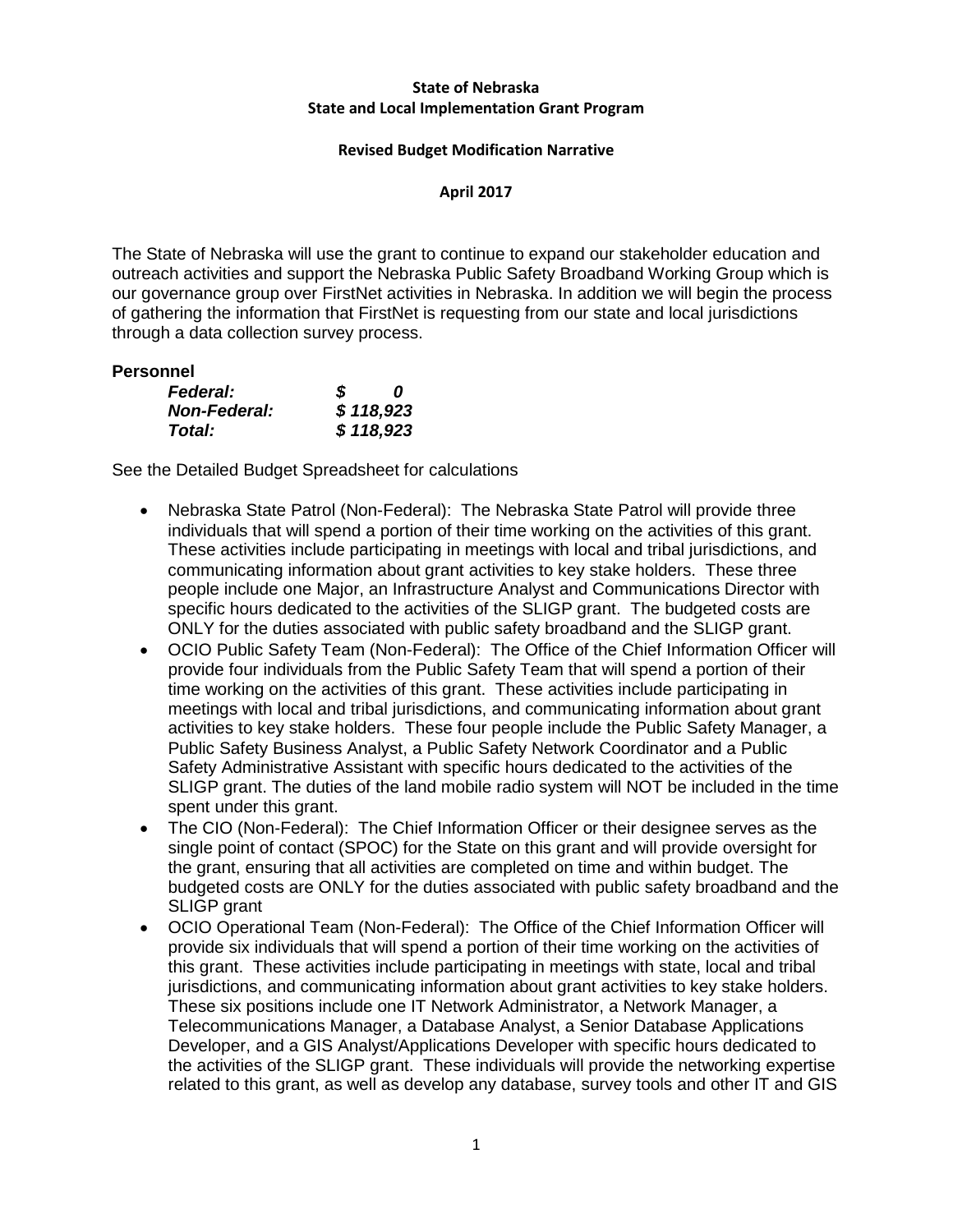**State of Nebraska**
**State and Local Implementation Grant Program**

**Revised Budget Modification Narrative**

**April 2017**

The State of Nebraska will use the grant to continue to expand our stakeholder education and outreach activities and support the Nebraska Public Safety Broadband Working Group which is our governance group over FirstNet activities in Nebraska. In addition we will begin the process of gathering the information that FirstNet is requesting from our state and local jurisdictions through a data collection survey process.

**Personnel**

| | |
|---|---|
| ***Federal:*** | ***$ 0*** |
| ***Non-Federal:*** | ***$ 118,923*** |
| ***Total:*** | ***$ 118,923*** |

See the Detailed Budget Spreadsheet for calculations

- Nebraska State Patrol (Non-Federal): The Nebraska State Patrol will provide three individuals that will spend a portion of their time working on the activities of this grant. These activities include participating in meetings with local and tribal jurisdictions, and communicating information about grant activities to key stake holders. These three people include one Major, an Infrastructure Analyst and Communications Director with specific hours dedicated to the activities of the SLIGP grant. The budgeted costs are ONLY for the duties associated with public safety broadband and the SLIGP grant.
- OCIO Public Safety Team (Non-Federal): The Office of the Chief Information Officer will provide four individuals from the Public Safety Team that will spend a portion of their time working on the activities of this grant. These activities include participating in meetings with local and tribal jurisdictions, and communicating information about grant activities to key stake holders. These four people include the Public Safety Manager, a Public Safety Business Analyst, a Public Safety Network Coordinator and a Public Safety Administrative Assistant with specific hours dedicated to the activities of the SLIGP grant. The duties of the land mobile radio system will NOT be included in the time spent under this grant.
- The CIO (Non-Federal): The Chief Information Officer or their designee serves as the single point of contact (SPOC) for the State on this grant and will provide oversight for the grant, ensuring that all activities are completed on time and within budget. The budgeted costs are ONLY for the duties associated with public safety broadband and the SLIGP grant
- OCIO Operational Team (Non-Federal): The Office of the Chief Information Officer will provide six individuals that will spend a portion of their time working on the activities of this grant. These activities include participating in meetings with state, local and tribal jurisdictions, and communicating information about grant activities to key stake holders. These six positions include one IT Network Administrator, a Network Manager, a Telecommunications Manager, a Database Analyst, a Senior Database Applications Developer, and a GIS Analyst/Applications Developer with specific hours dedicated to the activities of the SLIGP grant. These individuals will provide the networking expertise related to this grant, as well as develop any database, survey tools and other IT and GIS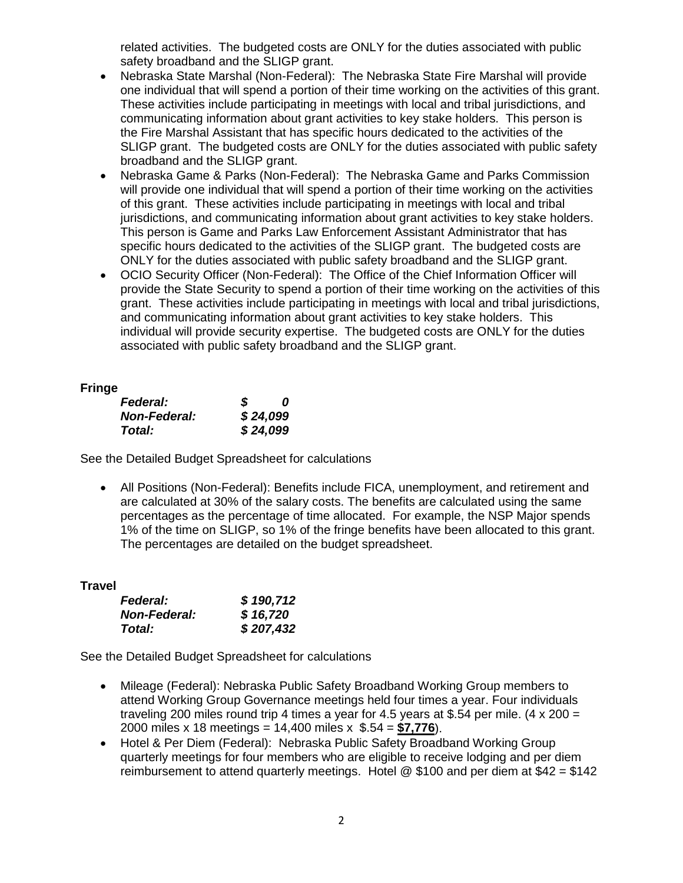related activities. The budgeted costs are ONLY for the duties associated with public safety broadband and the SLIGP grant.

- Nebraska State Marshal (Non-Federal): The Nebraska State Fire Marshal will provide one individual that will spend a portion of their time working on the activities of this grant. These activities include participating in meetings with local and tribal jurisdictions, and communicating information about grant activities to key stake holders. This person is the Fire Marshal Assistant that has specific hours dedicated to the activities of the SLIGP grant. The budgeted costs are ONLY for the duties associated with public safety broadband and the SLIGP grant.
- Nebraska Game & Parks (Non-Federal): The Nebraska Game and Parks Commission will provide one individual that will spend a portion of their time working on the activities of this grant. These activities include participating in meetings with local and tribal jurisdictions, and communicating information about grant activities to key stake holders. This person is Game and Parks Law Enforcement Assistant Administrator that has specific hours dedicated to the activities of the SLIGP grant. The budgeted costs are ONLY for the duties associated with public safety broadband and the SLIGP grant.
- OCIO Security Officer (Non-Federal): The Office of the Chief Information Officer will provide the State Security to spend a portion of their time working on the activities of this grant. These activities include participating in meetings with local and tribal jurisdictions, and communicating information about grant activities to key stake holders. This individual will provide security expertise. The budgeted costs are ONLY for the duties associated with public safety broadband and the SLIGP grant.

**Fringe**

| | |
|---|---|
| ***Federal:*** | ***$ 0*** |
| ***Non-Federal:*** | ***$ 24,099*** |
| ***Total:*** | ***$ 24,099*** |

See the Detailed Budget Spreadsheet for calculations

- All Positions (Non-Federal): Benefits include FICA, unemployment, and retirement and are calculated at 30% of the salary costs. The benefits are calculated using the same percentages as the percentage of time allocated. For example, the NSP Major spends 1% of the time on SLIGP, so 1% of the fringe benefits have been allocated to this grant. The percentages are detailed on the budget spreadsheet.

**Travel**

| | |
|---|---|
| ***Federal:*** | ***$ 190,712*** |
| ***Non-Federal:*** | ***$ 16,720*** |
| ***Total:*** | ***$ 207,432*** |

See the Detailed Budget Spreadsheet for calculations

- Mileage (Federal): Nebraska Public Safety Broadband Working Group members to attend Working Group Governance meetings held four times a year. Four individuals traveling 200 miles round trip 4 times a year for 4.5 years at $.54 per mile. (4 x 200 = 2000 miles x 18 meetings = 14,400 miles x $.54 = **$7,776**).
- Hotel & Per Diem (Federal): Nebraska Public Safety Broadband Working Group quarterly meetings for four members who are eligible to receive lodging and per diem reimbursement to attend quarterly meetings. Hotel @ $100 and per diem at $42 = $142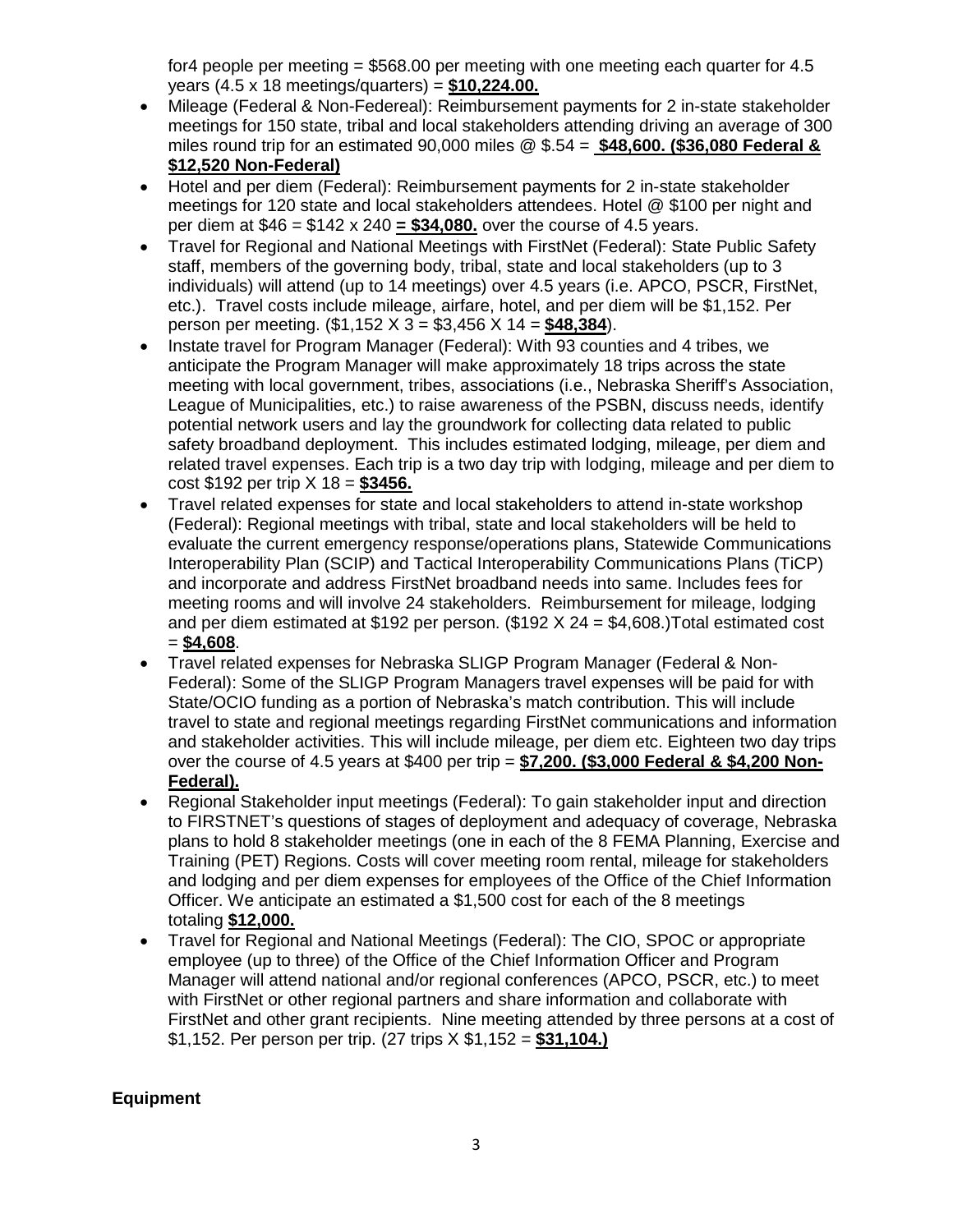for4 people per meeting = \$568.00 per meeting with one meeting each quarter for 4.5 years (4.5 x 18 meetings/quarters) = **\$10,224.00.**

- Mileage (Federal & Non-Federeal): Reimbursement payments for 2 in-state stakeholder meetings for 150 state, tribal and local stakeholders attending driving an average of 300 miles round trip for an estimated 90,000 miles @ \$.54 = **\$48,600. (\$36,080 Federal & \$12,520 Non-Federal)**
- Hotel and per diem (Federal): Reimbursement payments for 2 in-state stakeholder meetings for 120 state and local stakeholders attendees. Hotel @ \$100 per night and per diem at \$46 = \$142 x 240 **= \$34,080.** over the course of 4.5 years.
- Travel for Regional and National Meetings with FirstNet (Federal): State Public Safety staff, members of the governing body, tribal, state and local stakeholders (up to 3 individuals) will attend (up to 14 meetings) over 4.5 years (i.e. APCO, PSCR, FirstNet, etc.). Travel costs include mileage, airfare, hotel, and per diem will be \$1,152. Per person per meeting. (\$1,152 X 3 = \$3,456 X 14 = **\$48,384**).
- Instate travel for Program Manager (Federal): With 93 counties and 4 tribes, we anticipate the Program Manager will make approximately 18 trips across the state meeting with local government, tribes, associations (i.e., Nebraska Sheriff's Association, League of Municipalities, etc.) to raise awareness of the PSBN, discuss needs, identify potential network users and lay the groundwork for collecting data related to public safety broadband deployment. This includes estimated lodging, mileage, per diem and related travel expenses. Each trip is a two day trip with lodging, mileage and per diem to cost \$192 per trip X 18 = **\$3456.**
- Travel related expenses for state and local stakeholders to attend in-state workshop (Federal): Regional meetings with tribal, state and local stakeholders will be held to evaluate the current emergency response/operations plans, Statewide Communications Interoperability Plan (SCIP) and Tactical Interoperability Communications Plans (TiCP) and incorporate and address FirstNet broadband needs into same. Includes fees for meeting rooms and will involve 24 stakeholders. Reimbursement for mileage, lodging and per diem estimated at \$192 per person. (\$192 X 24 = \$4,608.)Total estimated cost = **\$4,608**.
- Travel related expenses for Nebraska SLIGP Program Manager (Federal & Non-Federal): Some of the SLIGP Program Managers travel expenses will be paid for with State/OCIO funding as a portion of Nebraska's match contribution. This will include travel to state and regional meetings regarding FirstNet communications and information and stakeholder activities. This will include mileage, per diem etc. Eighteen two day trips over the course of 4.5 years at \$400 per trip = **\$7,200. (\$3,000 Federal & \$4,200 Non-Federal).**
- Regional Stakeholder input meetings (Federal): To gain stakeholder input and direction to FIRSTNET's questions of stages of deployment and adequacy of coverage, Nebraska plans to hold 8 stakeholder meetings (one in each of the 8 FEMA Planning, Exercise and Training (PET) Regions. Costs will cover meeting room rental, mileage for stakeholders and lodging and per diem expenses for employees of the Office of the Chief Information Officer. We anticipate an estimated a \$1,500 cost for each of the 8 meetings totaling **\$12,000.**
- Travel for Regional and National Meetings (Federal): The CIO, SPOC or appropriate employee (up to three) of the Office of the Chief Information Officer and Program Manager will attend national and/or regional conferences (APCO, PSCR, etc.) to meet with FirstNet or other regional partners and share information and collaborate with FirstNet and other grant recipients. Nine meeting attended by three persons at a cost of \$1,152. Per person per trip. (27 trips X \$1,152 = **\$31,104.)**

**Equipment**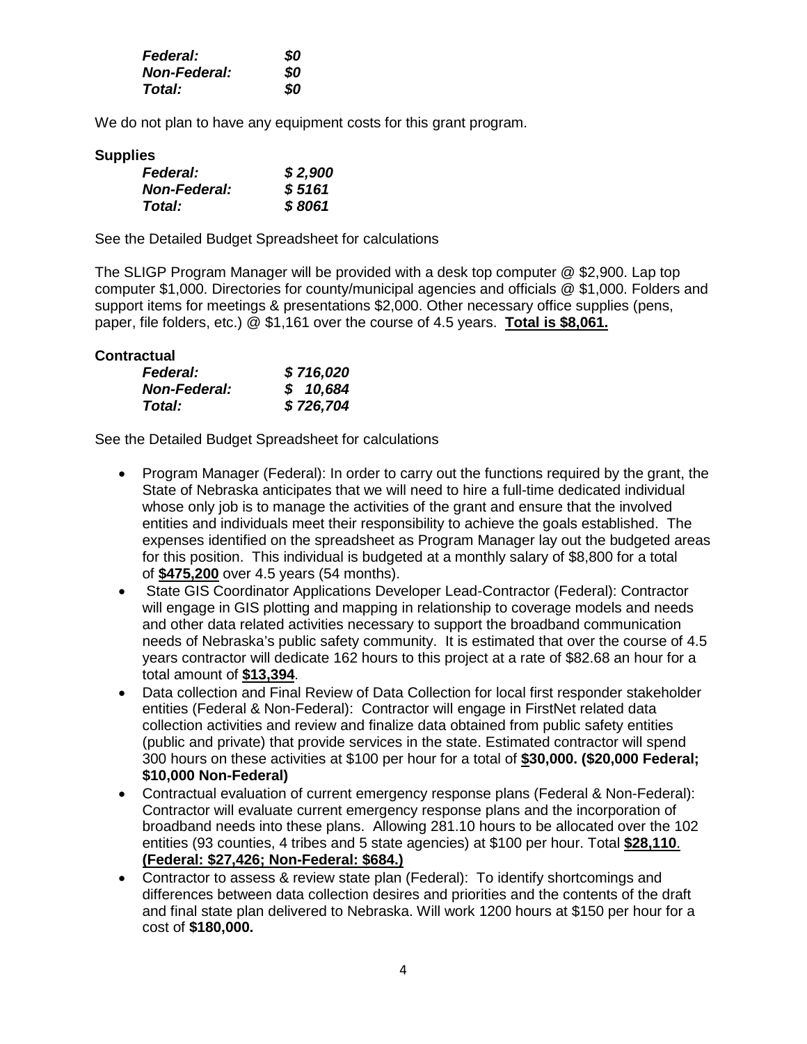*Federal:* ***$0***
*Non-Federal:* ***$0***
*Total:* ***$0***

We do not plan to have any equipment costs for this grant program.

**Supplies**

*Federal:* ***$ 2,900***
*Non-Federal:* ***$ 5161***
*Total:* ***$ 8061***

See the Detailed Budget Spreadsheet for calculations

The SLIGP Program Manager will be provided with a desk top computer @ $2,900. Lap top computer $1,000. Directories for county/municipal agencies and officials @ $1,000. Folders and support items for meetings & presentations $2,000. Other necessary office supplies (pens, paper, file folders, etc.) @ $1,161 over the course of 4.5 years. **Total is $8,061.**

**Contractual**

*Federal:* ***$ 716,020***
*Non-Federal:* ***$ 10,684***
*Total:* ***$ 726,704***

See the Detailed Budget Spreadsheet for calculations

- Program Manager (Federal): In order to carry out the functions required by the grant, the State of Nebraska anticipates that we will need to hire a full-time dedicated individual whose only job is to manage the activities of the grant and ensure that the involved entities and individuals meet their responsibility to achieve the goals established. The expenses identified on the spreadsheet as Program Manager lay out the budgeted areas for this position. This individual is budgeted at a monthly salary of $8,800 for a total of **$475,200** over 4.5 years (54 months).
- State GIS Coordinator Applications Developer Lead-Contractor (Federal): Contractor will engage in GIS plotting and mapping in relationship to coverage models and needs and other data related activities necessary to support the broadband communication needs of Nebraska's public safety community. It is estimated that over the course of 4.5 years contractor will dedicate 162 hours to this project at a rate of $82.68 an hour for a total amount of **$13,394**.
- Data collection and Final Review of Data Collection for local first responder stakeholder entities (Federal & Non-Federal): Contractor will engage in FirstNet related data collection activities and review and finalize data obtained from public safety entities (public and private) that provide services in the state. Estimated contractor will spend 300 hours on these activities at $100 per hour for a total of **$30,000. ($20,000 Federal; $10,000 Non-Federal)**
- Contractual evaluation of current emergency response plans (Federal & Non-Federal): Contractor will evaluate current emergency response plans and the incorporation of broadband needs into these plans. Allowing 281.10 hours to be allocated over the 102 entities (93 counties, 4 tribes and 5 state agencies) at $100 per hour. Total **$28,110**. **(Federal: $27,426; Non-Federal: $684.)**
- Contractor to assess & review state plan (Federal): To identify shortcomings and differences between data collection desires and priorities and the contents of the draft and final state plan delivered to Nebraska. Will work 1200 hours at $150 per hour for a cost of **$180,000.**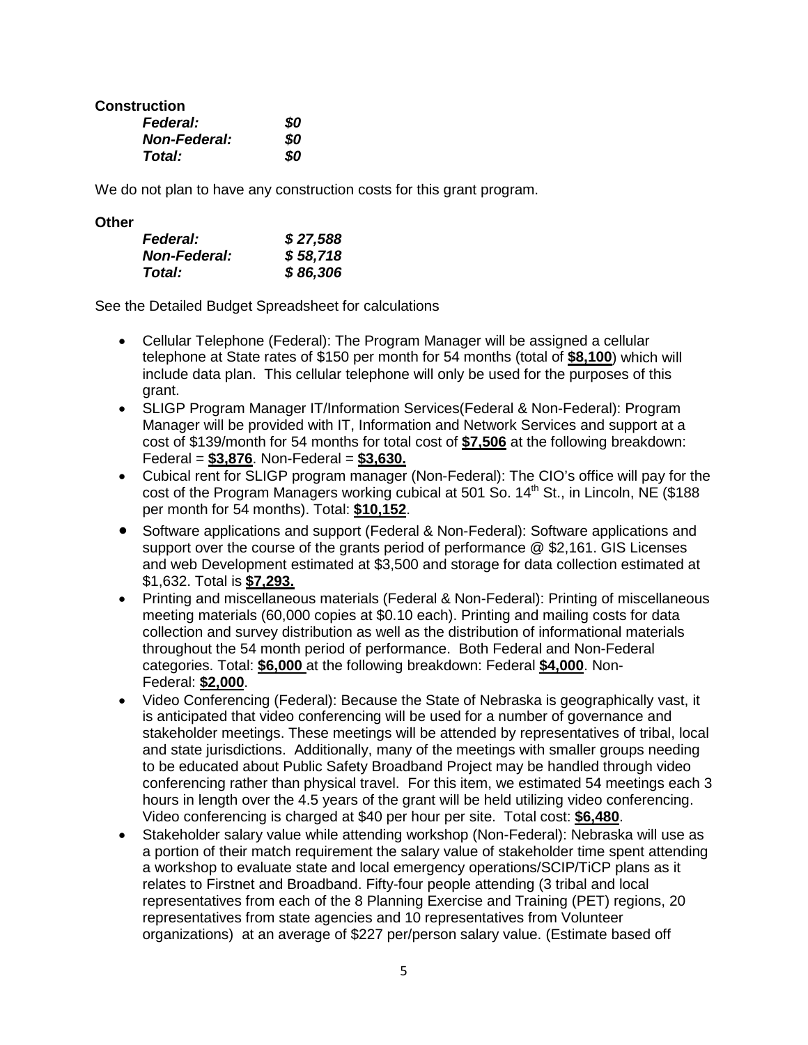**Construction**

| | |
|---|---|
| ***Federal:*** | ***$0*** |
| ***Non-Federal:*** | ***$0*** |
| ***Total:*** | ***$0*** |

We do not plan to have any construction costs for this grant program.

**Other**

| | |
|---|---|
| ***Federal:*** | ***$ 27,588*** |
| ***Non-Federal:*** | ***$ 58,718*** |
| ***Total:*** | ***$ 86,306*** |

See the Detailed Budget Spreadsheet for calculations

- Cellular Telephone (Federal): The Program Manager will be assigned a cellular telephone at State rates of $150 per month for 54 months (total of **$8,100**) which will include data plan. This cellular telephone will only be used for the purposes of this grant.
- SLIGP Program Manager IT/Information Services(Federal & Non-Federal): Program Manager will be provided with IT, Information and Network Services and support at a cost of $139/month for 54 months for total cost of **$7,506** at the following breakdown: Federal = **$3,876**. Non-Federal = **$3,630.**
- Cubical rent for SLIGP program manager (Non-Federal): The CIO's office will pay for the cost of the Program Managers working cubical at 501 So. 14th St., in Lincoln, NE ($188 per month for 54 months). Total: **$10,152**.
- Software applications and support (Federal & Non-Federal): Software applications and support over the course of the grants period of performance @ $2,161. GIS Licenses and web Development estimated at $3,500 and storage for data collection estimated at $1,632. Total is **$7,293.**
- Printing and miscellaneous materials (Federal & Non-Federal): Printing of miscellaneous meeting materials (60,000 copies at $0.10 each). Printing and mailing costs for data collection and survey distribution as well as the distribution of informational materials throughout the 54 month period of performance. Both Federal and Non-Federal categories. Total: **$6,000** at the following breakdown: Federal **$4,000**. Non-Federal: **$2,000**.
- Video Conferencing (Federal): Because the State of Nebraska is geographically vast, it is anticipated that video conferencing will be used for a number of governance and stakeholder meetings. These meetings will be attended by representatives of tribal, local and state jurisdictions. Additionally, many of the meetings with smaller groups needing to be educated about Public Safety Broadband Project may be handled through video conferencing rather than physical travel. For this item, we estimated 54 meetings each 3 hours in length over the 4.5 years of the grant will be held utilizing video conferencing. Video conferencing is charged at $40 per hour per site. Total cost: **$6,480**.
- Stakeholder salary value while attending workshop (Non-Federal): Nebraska will use as a portion of their match requirement the salary value of stakeholder time spent attending a workshop to evaluate state and local emergency operations/SCIP/TiCP plans as it relates to Firstnet and Broadband. Fifty-four people attending (3 tribal and local representatives from each of the 8 Planning Exercise and Training (PET) regions, 20 representatives from state agencies and 10 representatives from Volunteer organizations) at an average of $227 per/person salary value. (Estimate based off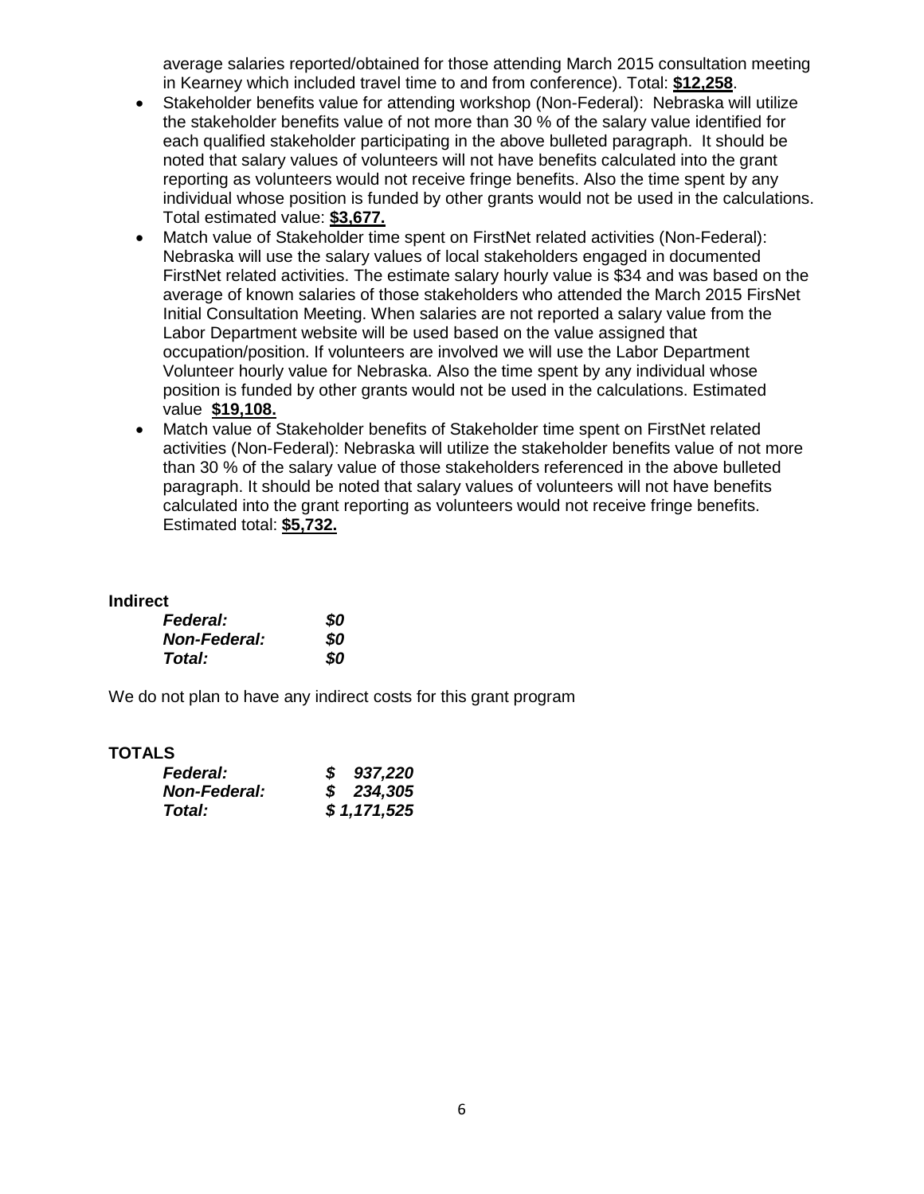average salaries reported/obtained for those attending March 2015 consultation meeting in Kearney which included travel time to and from conference). Total: **$12,258**.

- Stakeholder benefits value for attending workshop (Non-Federal): Nebraska will utilize the stakeholder benefits value of not more than 30 % of the salary value identified for each qualified stakeholder participating in the above bulleted paragraph. It should be noted that salary values of volunteers will not have benefits calculated into the grant reporting as volunteers would not receive fringe benefits. Also the time spent by any individual whose position is funded by other grants would not be used in the calculations. Total estimated value: **$3,677.**
- Match value of Stakeholder time spent on FirstNet related activities (Non-Federal): Nebraska will use the salary values of local stakeholders engaged in documented FirstNet related activities. The estimate salary hourly value is $34 and was based on the average of known salaries of those stakeholders who attended the March 2015 FirsNet Initial Consultation Meeting. When salaries are not reported a salary value from the Labor Department website will be used based on the value assigned that occupation/position. If volunteers are involved we will use the Labor Department Volunteer hourly value for Nebraska. Also the time spent by any individual whose position is funded by other grants would not be used in the calculations. Estimated value **$19,108.**
- Match value of Stakeholder benefits of Stakeholder time spent on FirstNet related activities (Non-Federal): Nebraska will utilize the stakeholder benefits value of not more than 30 % of the salary value of those stakeholders referenced in the above bulleted paragraph. It should be noted that salary values of volunteers will not have benefits calculated into the grant reporting as volunteers would not receive fringe benefits. Estimated total: **$5,732.**

**Indirect**

| | |
|---|---|
| ***Federal:*** | ***$0*** |
| ***Non-Federal:*** | ***$0*** |
| ***Total:*** | ***$0*** |

We do not plan to have any indirect costs for this grant program

**TOTALS**

| | |
|---|---|
| ***Federal:*** | ***$ 937,220*** |
| ***Non-Federal:*** | ***$ 234,305*** |
| ***Total:*** | ***$ 1,171,525*** |